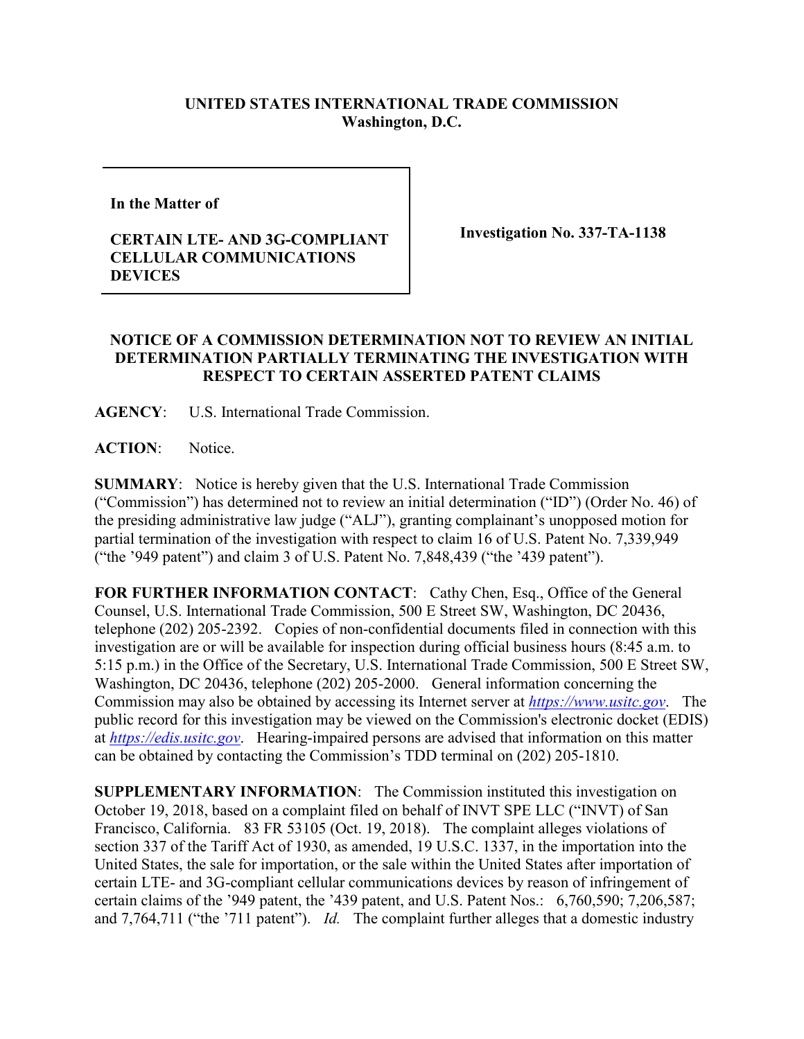**UNITED STATES INTERNATIONAL TRADE COMMISSION**
**Washington, D.C.**

| In the Matter of<br><br>**CERTAIN LTE- AND 3G-COMPLIANT CELLULAR COMMUNICATIONS DEVICES** | **Investigation No. 337-TA-1138** |
|---|---|

**NOTICE OF A COMMISSION DETERMINATION NOT TO REVIEW AN INITIAL DETERMINATION PARTIALLY TERMINATING THE INVESTIGATION WITH RESPECT TO CERTAIN ASSERTED PATENT CLAIMS**

**AGENCY**: U.S. International Trade Commission.

**ACTION**: Notice.

**SUMMARY**: Notice is hereby given that the U.S. International Trade Commission ("Commission") has determined not to review an initial determination ("ID") (Order No. 46) of the presiding administrative law judge ("ALJ"), granting complainant's unopposed motion for partial termination of the investigation with respect to claim 16 of U.S. Patent No. 7,339,949 ("the '949 patent") and claim 3 of U.S. Patent No. 7,848,439 ("the '439 patent").

**FOR FURTHER INFORMATION CONTACT**: Cathy Chen, Esq., Office of the General Counsel, U.S. International Trade Commission, 500 E Street SW, Washington, DC 20436, telephone (202) 205-2392. Copies of non-confidential documents filed in connection with this investigation are or will be available for inspection during official business hours (8:45 a.m. to 5:15 p.m.) in the Office of the Secretary, U.S. International Trade Commission, 500 E Street SW, Washington, DC 20436, telephone (202) 205-2000. General information concerning the Commission may also be obtained by accessing its Internet server at *https://www.usitc.gov*. The public record for this investigation may be viewed on the Commission's electronic docket (EDIS) at *https://edis.usitc.gov*. Hearing-impaired persons are advised that information on this matter can be obtained by contacting the Commission's TDD terminal on (202) 205-1810.

**SUPPLEMENTARY INFORMATION**: The Commission instituted this investigation on October 19, 2018, based on a complaint filed on behalf of INVT SPE LLC ("INVT") of San Francisco, California. 83 FR 53105 (Oct. 19, 2018). The complaint alleges violations of section 337 of the Tariff Act of 1930, as amended, 19 U.S.C. 1337, in the importation into the United States, the sale for importation, or the sale within the United States after importation of certain LTE- and 3G-compliant cellular communications devices by reason of infringement of certain claims of the '949 patent, the '439 patent, and U.S. Patent Nos.: 6,760,590; 7,206,587; and 7,764,711 ("the '711 patent"). *Id.* The complaint further alleges that a domestic industry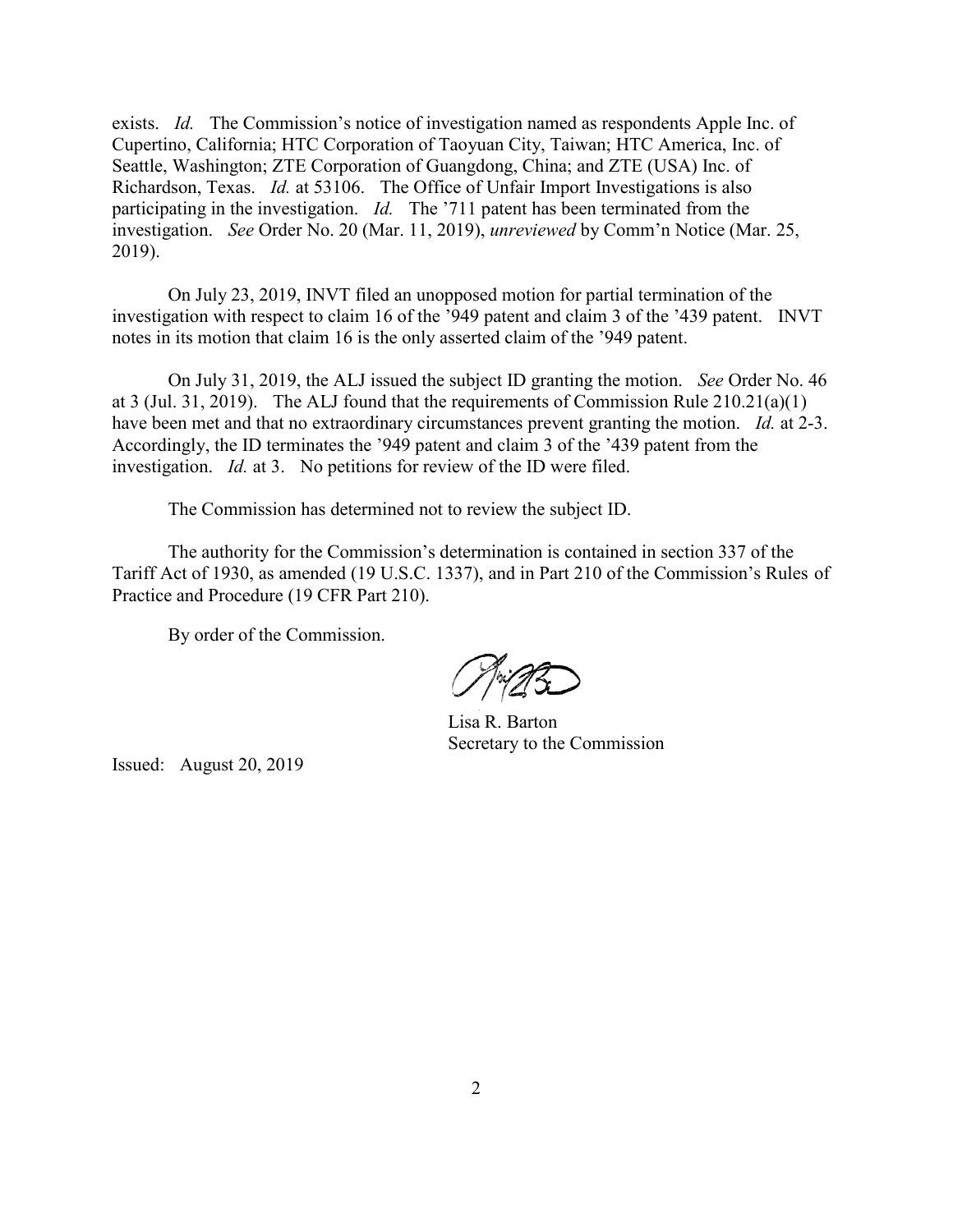exists. *Id.* The Commission's notice of investigation named as respondents Apple Inc. of Cupertino, California; HTC Corporation of Taoyuan City, Taiwan; HTC America, Inc. of Seattle, Washington; ZTE Corporation of Guangdong, China; and ZTE (USA) Inc. of Richardson, Texas. *Id.* at 53106. The Office of Unfair Import Investigations is also participating in the investigation. *Id.* The '711 patent has been terminated from the investigation. *See* Order No. 20 (Mar. 11, 2019), *unreviewed* by Comm'n Notice (Mar. 25, 2019).

On July 23, 2019, INVT filed an unopposed motion for partial termination of the investigation with respect to claim 16 of the '949 patent and claim 3 of the '439 patent. INVT notes in its motion that claim 16 is the only asserted claim of the '949 patent.

On July 31, 2019, the ALJ issued the subject ID granting the motion. *See* Order No. 46 at 3 (Jul. 31, 2019). The ALJ found that the requirements of Commission Rule 210.21(a)(1) have been met and that no extraordinary circumstances prevent granting the motion. *Id.* at 2-3. Accordingly, the ID terminates the '949 patent and claim 3 of the '439 patent from the investigation. *Id.* at 3. No petitions for review of the ID were filed.

The Commission has determined not to review the subject ID.

The authority for the Commission's determination is contained in section 337 of the Tariff Act of 1930, as amended (19 U.S.C. 1337), and in Part 210 of the Commission's Rules of Practice and Procedure (19 CFR Part 210).

By order of the Commission.

Lisa R. Barton
Secretary to the Commission

Issued: August 20, 2019